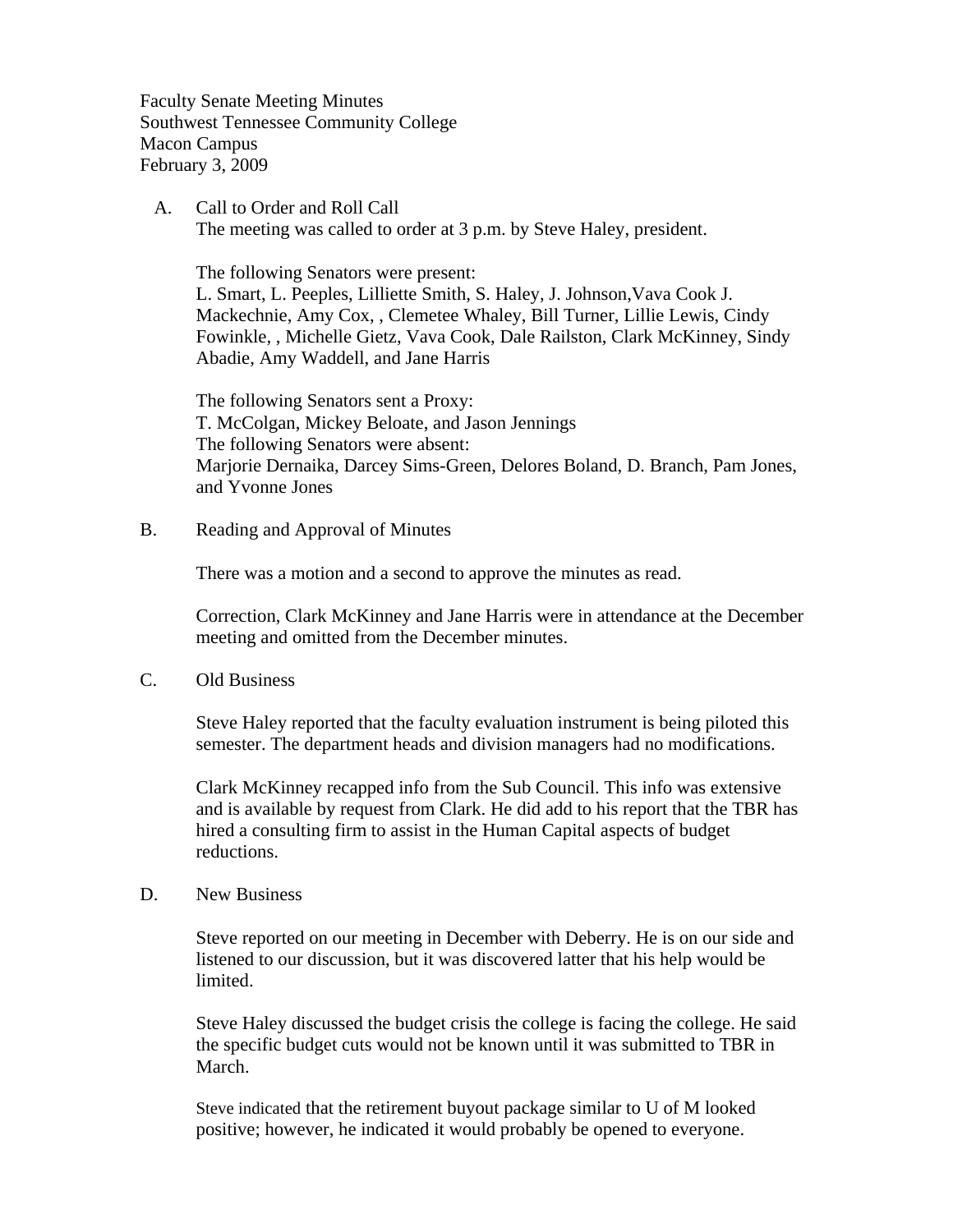Faculty Senate Meeting Minutes
Southwest Tennessee Community College
Macon Campus
February 3, 2009

A. Call to Order and Roll Call

The meeting was called to order at 3 p.m. by Steve Haley, president.

The following Senators were present:
L. Smart, L. Peeples, Lilliette Smith, S. Haley, J. Johnson,Vava Cook J. Mackechnie, Amy Cox, , Clemetee Whaley, Bill Turner, Lillie Lewis, Cindy Fowinkle, , Michelle Gietz, Vava Cook, Dale Railston, Clark McKinney, Sindy Abadie, Amy Waddell, and Jane Harris

The following Senators sent a Proxy:
T. McColgan, Mickey Beloate, and Jason Jennings
The following Senators were absent:
Marjorie Dernaika, Darcey Sims-Green, Delores Boland, D. Branch, Pam Jones, and Yvonne Jones

B. Reading and Approval of Minutes

There was a motion and a second to approve the minutes as read.

Correction, Clark McKinney and Jane Harris were in attendance at the December meeting and omitted from the December minutes.

C. Old Business

Steve Haley reported that the faculty evaluation instrument is being piloted this semester. The department heads and division managers had no modifications.

Clark McKinney recapped info from the Sub Council. This info was extensive and is available by request from Clark. He did add to his report that the TBR has hired a consulting firm to assist in the Human Capital aspects of budget reductions.

D. New Business

Steve reported on our meeting in December with Deberry. He is on our side and listened to our discussion, but it was discovered latter that his help would be limited.

Steve Haley discussed the budget crisis the college is facing the college. He said the specific budget cuts would not be known until it was submitted to TBR in March.

Steve indicated that the retirement buyout package similar to U of M looked positive; however, he indicated it would probably be opened to everyone.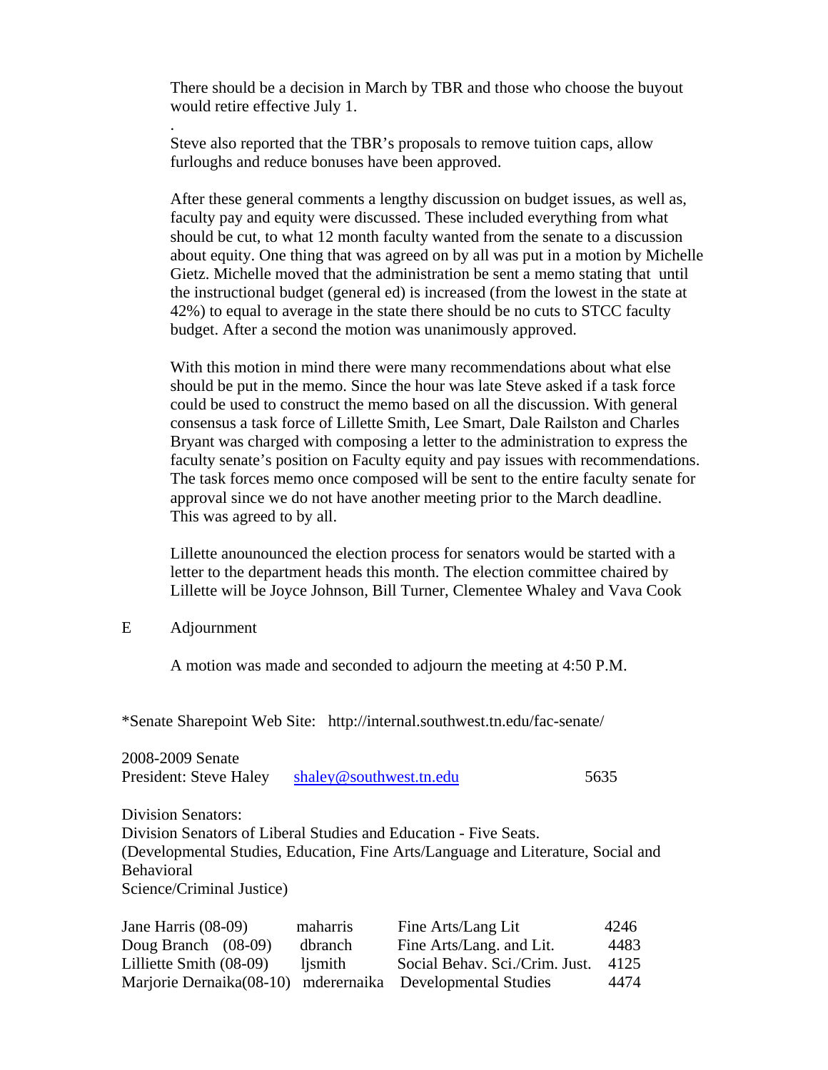There should be a decision in March by TBR and those who choose the buyout would retire effective July 1.

.

Steve also reported that the TBR's proposals to remove tuition caps, allow furloughs and reduce bonuses have been approved.

After these general comments a lengthy discussion on budget issues, as well as, faculty pay and equity were discussed. These included everything from what should be cut, to what 12 month faculty wanted from the senate to a discussion about equity. One thing that was agreed on by all was put in a motion by Michelle Gietz. Michelle moved that the administration be sent a memo stating that until the instructional budget (general ed) is increased (from the lowest in the state at 42%) to equal to average in the state there should be no cuts to STCC faculty budget. After a second the motion was unanimously approved.

With this motion in mind there were many recommendations about what else should be put in the memo. Since the hour was late Steve asked if a task force could be used to construct the memo based on all the discussion. With general consensus a task force of Lillette Smith, Lee Smart, Dale Railston and Charles Bryant was charged with composing a letter to the administration to express the faculty senate's position on Faculty equity and pay issues with recommendations. The task forces memo once composed will be sent to the entire faculty senate for approval since we do not have another meeting prior to the March deadline. This was agreed to by all.

Lillette anounounced the election process for senators would be started with a letter to the department heads this month. The election committee chaired by Lillette will be Joyce Johnson, Bill Turner, Clementee Whaley and Vava Cook

E Adjournment

A motion was made and seconded to adjourn the meeting at 4:50 P.M.

*Senate Sharepoint Web Site: http://internal.southwest.tn.edu/fac-senate/

2008-2009 Senate
President: Steve Haley shaley@southwest.tn.edu 5635

Division Senators:
Division Senators of Liberal Studies and Education - Five Seats.
(Developmental Studies, Education, Fine Arts/Language and Literature, Social and Behavioral
Science/Criminal Justice)

| | | | |
|---|---|---|---|
| Jane Harris (08-09) | maharris | Fine Arts/Lang Lit | 4246 |
| Doug Branch (08-09) | dbranch | Fine Arts/Lang. and Lit. | 4483 |
| Lilliette Smith (08-09) | ljsmith | Social Behav. Sci./Crim. Just. | 4125 |
| Marjorie Dernaika(08-10) | mderernaika | Developmental Studies | 4474 |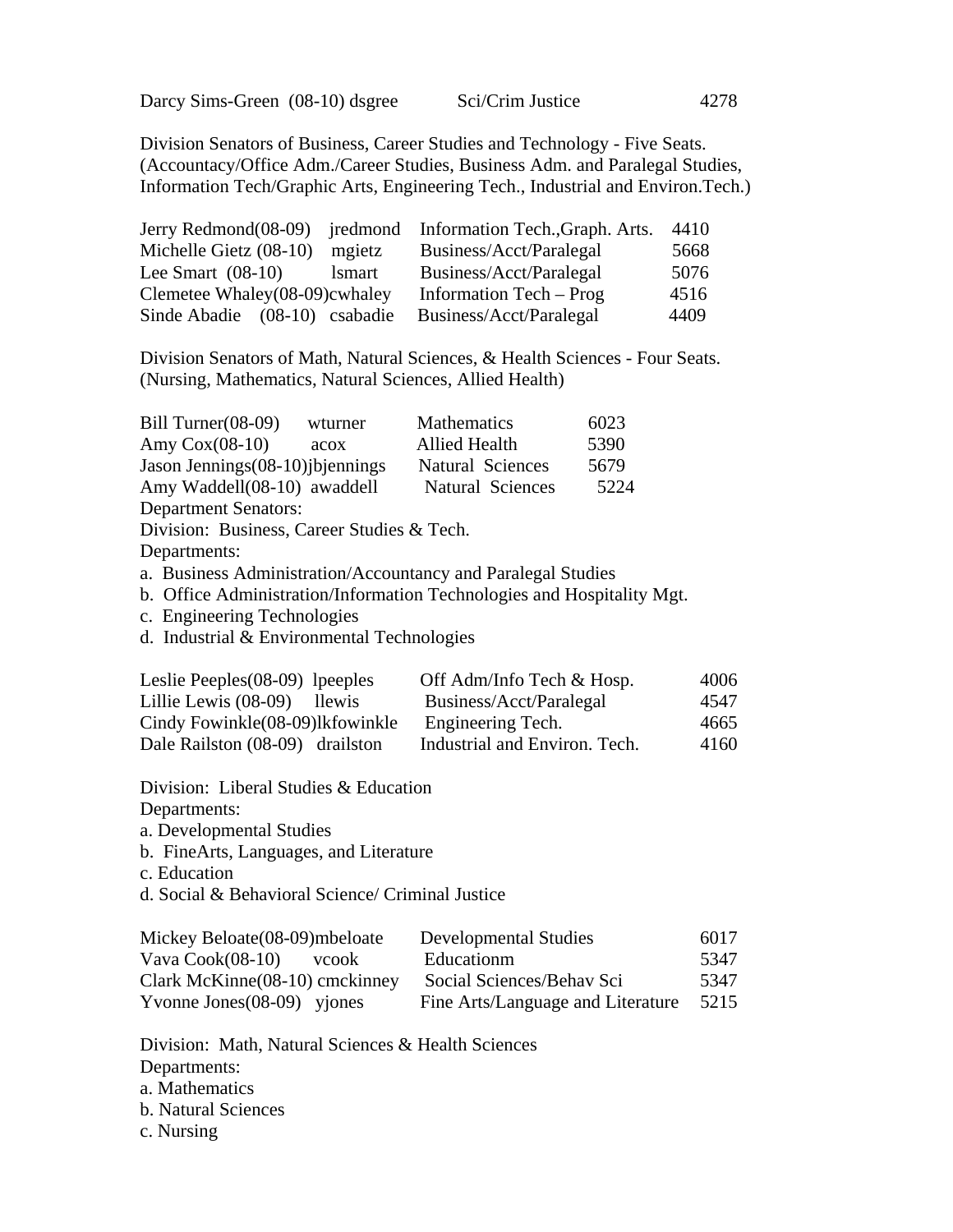| | | | |
|---|---|---|---|
| Darcy Sims-Green (08-10) | dsgree | Sci/Crim Justice | 4278 |

Division Senators of Business, Career Studies and Technology - Five Seats. (Accountancy/Office Adm./Career Studies, Business Adm. and Paralegal Studies, Information Tech/Graphic Arts, Engineering Tech., Industrial and Environ.Tech.)

| | | | |
|---|---|---|---|
| Jerry Redmond(08-09) | jredmond | Information Tech.,Graph. Arts. | 4410 |
| Michelle Gietz (08-10) | mgietz | Business/Acct/Paralegal | 5668 |
| Lee Smart (08-10) | lsmart | Business/Acct/Paralegal | 5076 |
| Clemetee Whaley(08-09) | cwhaley | Information Tech – Prog | 4516 |
| Sinde Abadie (08-10) | csabadie | Business/Acct/Paralegal | 4409 |

Division Senators of Math, Natural Sciences, & Health Sciences - Four Seats. (Nursing, Mathematics, Natural Sciences, Allied Health)

| | | | |
|---|---|---|---|
| Bill Turner(08-09) | wturner | Mathematics | 6023 |
| Amy Cox(08-10) | acox | Allied Health | 5390 |
| Jason Jennings(08-10) | jbjennings | Natural Sciences | 5679 |
| Amy Waddell(08-10) | awaddell | Natural Sciences | 5224 |

Department Senators:

Division: Business, Career Studies & Tech.

Departments:

a. Business Administration/Accountancy and Paralegal Studies
b. Office Administration/Information Technologies and Hospitality Mgt.
c. Engineering Technologies
d. Industrial & Environmental Technologies

| | | | |
|---|---|---|---|
| Leslie Peeples(08-09) | lpeeples | Off Adm/Info Tech & Hosp. | 4006 |
| Lillie Lewis (08-09) | llewis | Business/Acct/Paralegal | 4547 |
| Cindy Fowinkle(08-09) | lkfowinkle | Engineering Tech. | 4665 |
| Dale Railston (08-09) | drailston | Industrial and Environ. Tech. | 4160 |

Division: Liberal Studies & Education

Departments:

a. Developmental Studies
b. FineArts, Languages, and Literature
c. Education
d. Social & Behavioral Science/ Criminal Justice

| | | | |
|---|---|---|---|
| Mickey Beloate(08-09) | mbeloate | Developmental Studies | 6017 |
| Vava Cook(08-10) | vcook | Educationm | 5347 |
| Clark McKinne(08-10) | cmckinney | Social Sciences/Behav Sci | 5347 |
| Yvonne Jones(08-09) | yjones | Fine Arts/Language and Literature | 5215 |

Division: Math, Natural Sciences & Health Sciences

Departments:

a. Mathematics
b. Natural Sciences
c. Nursing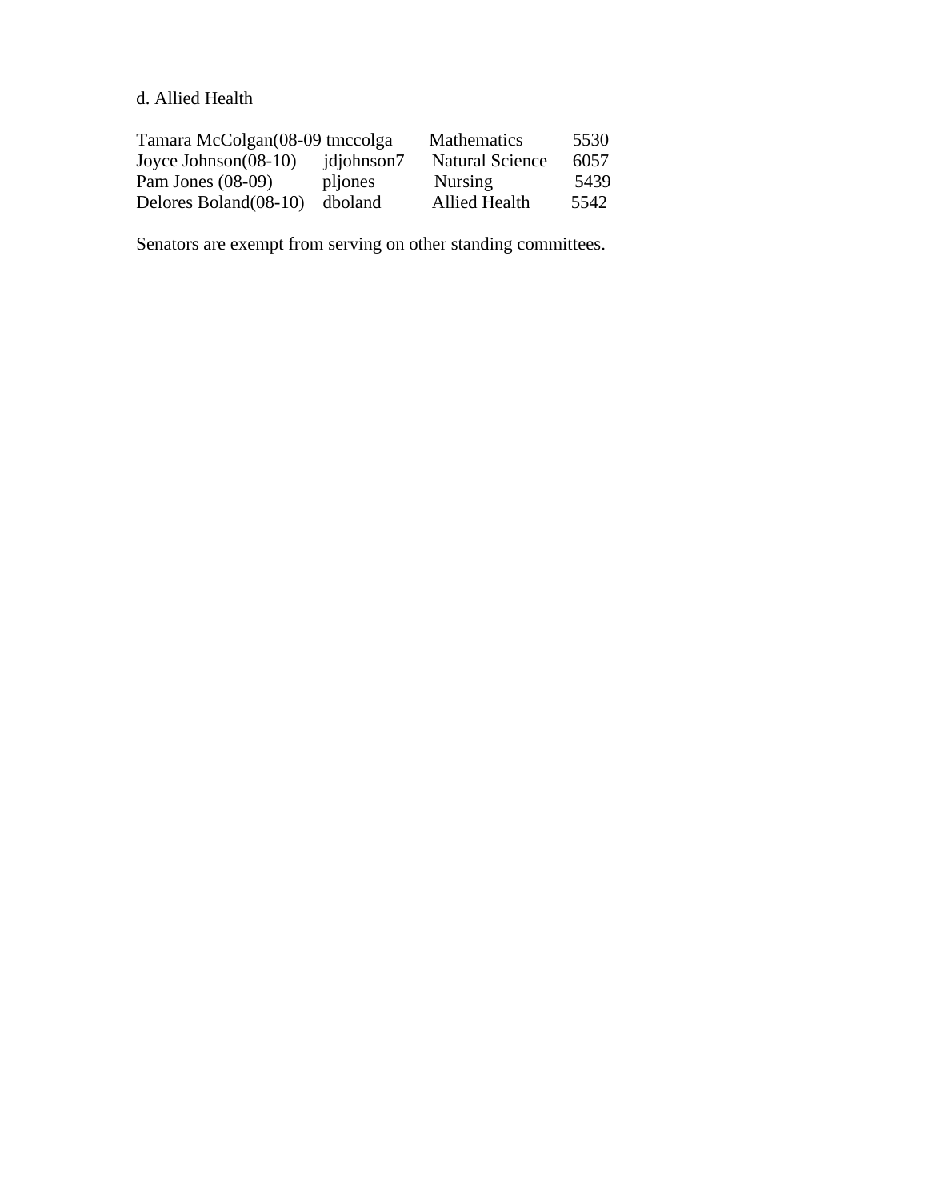d. Allied Health

| | | | |
|---|---|---|---|
| Tamara McColgan(08-09 | tmccolga | Mathematics | 5530 |
| Joyce Johnson(08-10) | jdjohnson7 | Natural Science | 6057 |
| Pam Jones (08-09) | pljones | Nursing | 5439 |
| Delores Boland(08-10) | dboland | Allied Health | 5542 |

Senators are exempt from serving on other standing committees.